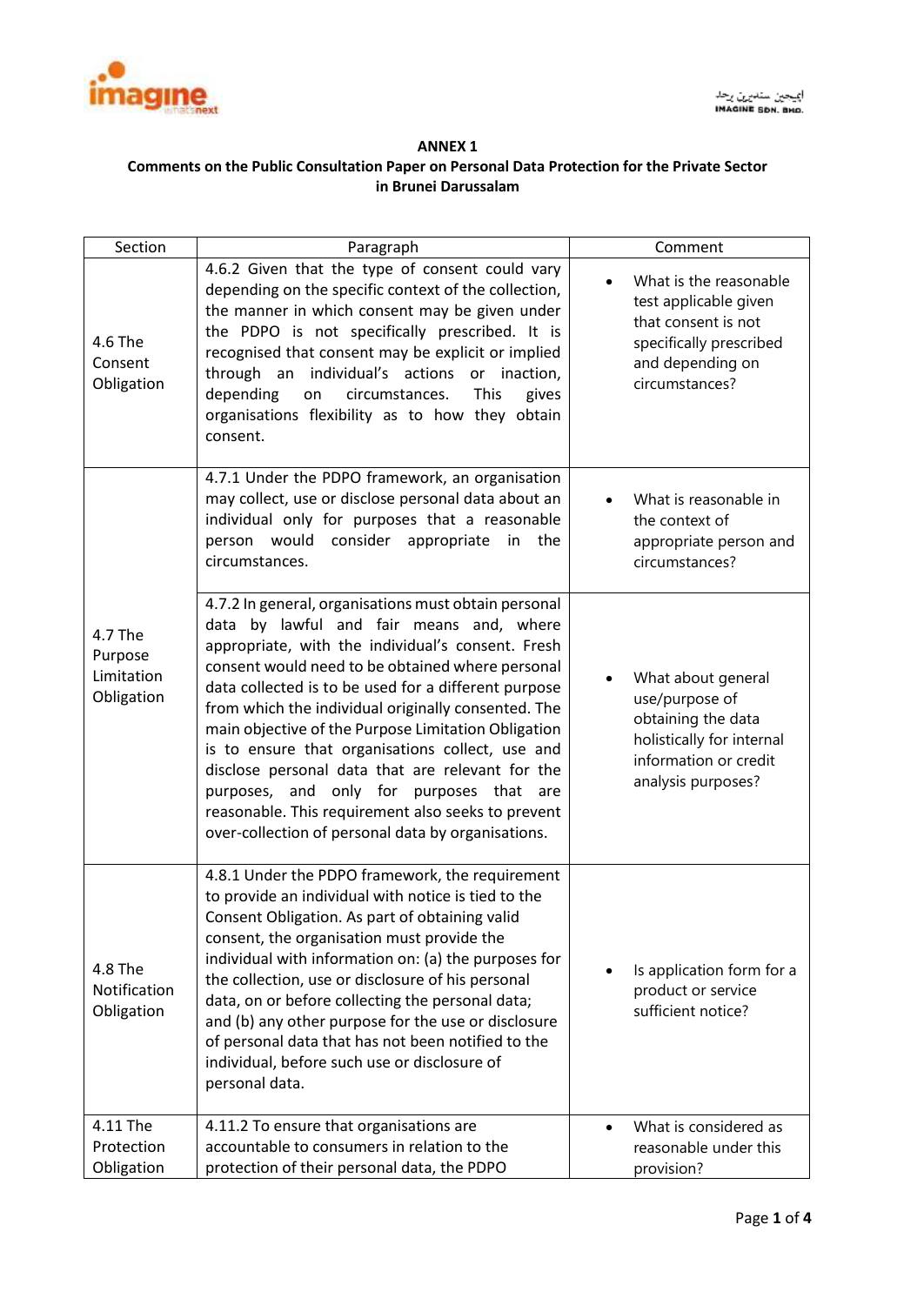**ANNEX 1**

**Comments on the Public Consultation Paper on Personal Data Protection for the Private Sector in Brunei Darussalam**

| Section | Paragraph | Comment |
|---|---|---|
| 4.6 The Consent Obligation | 4.6.2 Given that the type of consent could vary depending on the specific context of the collection, the manner in which consent may be given under the PDPO is not specifically prescribed. It is recognised that consent may be explicit or implied through an individual's actions or inaction, depending on circumstances. This gives organisations flexibility as to how they obtain consent. | • What is the reasonable test applicable given that consent is not specifically prescribed and depending on circumstances? |
| 4.7 The Purpose Limitation Obligation | 4.7.1 Under the PDPO framework, an organisation may collect, use or disclose personal data about an individual only for purposes that a reasonable person would consider appropriate in the circumstances. | • What is reasonable in the context of appropriate person and circumstances? |
| | 4.7.2 In general, organisations must obtain personal data by lawful and fair means and, where appropriate, with the individual's consent. Fresh consent would need to be obtained where personal data collected is to be used for a different purpose from which the individual originally consented. The main objective of the Purpose Limitation Obligation is to ensure that organisations collect, use and disclose personal data that are relevant for the purposes, and only for purposes that are reasonable. This requirement also seeks to prevent over-collection of personal data by organisations. | • What about general use/purpose of obtaining the data holistically for internal information or credit analysis purposes? |
| 4.8 The Notification Obligation | 4.8.1 Under the PDPO framework, the requirement to provide an individual with notice is tied to the Consent Obligation. As part of obtaining valid consent, the organisation must provide the individual with information on: (a) the purposes for the collection, use or disclosure of his personal data, on or before collecting the personal data; and (b) any other purpose for the use or disclosure of personal data that has not been notified to the individual, before such use or disclosure of personal data. | • Is application form for a product or service sufficient notice? |
| 4.11 The Protection Obligation | 4.11.2 To ensure that organisations are accountable to consumers in relation to the protection of their personal data, the PDPO | • What is considered as reasonable under this provision? |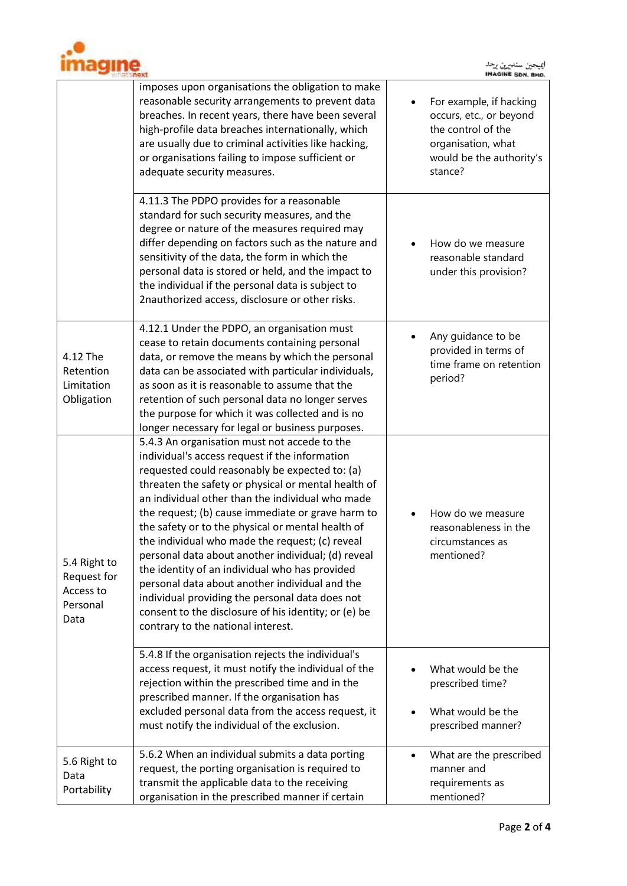| | | |
|---|---|---|
| | imposes upon organisations the obligation to make reasonable security arrangements to prevent data breaches. In recent years, there have been several high-profile data breaches internationally, which are usually due to criminal activities like hacking, or organisations failing to impose sufficient or adequate security measures. | • For example, if hacking occurs, etc., or beyond the control of the organisation, what would be the authority's stance? |
| | 4.11.3 The PDPO provides for a reasonable standard for such security measures, and the degree or nature of the measures required may differ depending on factors such as the nature and sensitivity of the data, the form in which the personal data is stored or held, and the impact to the individual if the personal data is subject to 2nauthorized access, disclosure or other risks. | • How do we measure reasonable standard under this provision? |
| 4.12 The Retention Limitation Obligation | 4.12.1 Under the PDPO, an organisation must cease to retain documents containing personal data, or remove the means by which the personal data can be associated with particular individuals, as soon as it is reasonable to assume that the retention of such personal data no longer serves the purpose for which it was collected and is no longer necessary for legal or business purposes. | • Any guidance to be provided in terms of time frame on retention period? |
| 5.4 Right to Request for Access to Personal Data | 5.4.3 An organisation must not accede to the individual's access request if the information requested could reasonably be expected to: (a) threaten the safety or physical or mental health of an individual other than the individual who made the request; (b) cause immediate or grave harm to the safety or to the physical or mental health of the individual who made the request; (c) reveal personal data about another individual; (d) reveal the identity of an individual who has provided personal data about another individual and the individual providing the personal data does not consent to the disclosure of his identity; or (e) be contrary to the national interest. | • How do we measure reasonableness in the circumstances as mentioned? |
| | 5.4.8 If the organisation rejects the individual's access request, it must notify the individual of the rejection within the prescribed time and in the prescribed manner. If the organisation has excluded personal data from the access request, it must notify the individual of the exclusion. | • What would be the prescribed time?<br><br>• What would be the prescribed manner? |
| 5.6 Right to Data Portability | 5.6.2 When an individual submits a data porting request, the porting organisation is required to transmit the applicable data to the receiving organisation in the prescribed manner if certain | • What are the prescribed manner and requirements as mentioned? |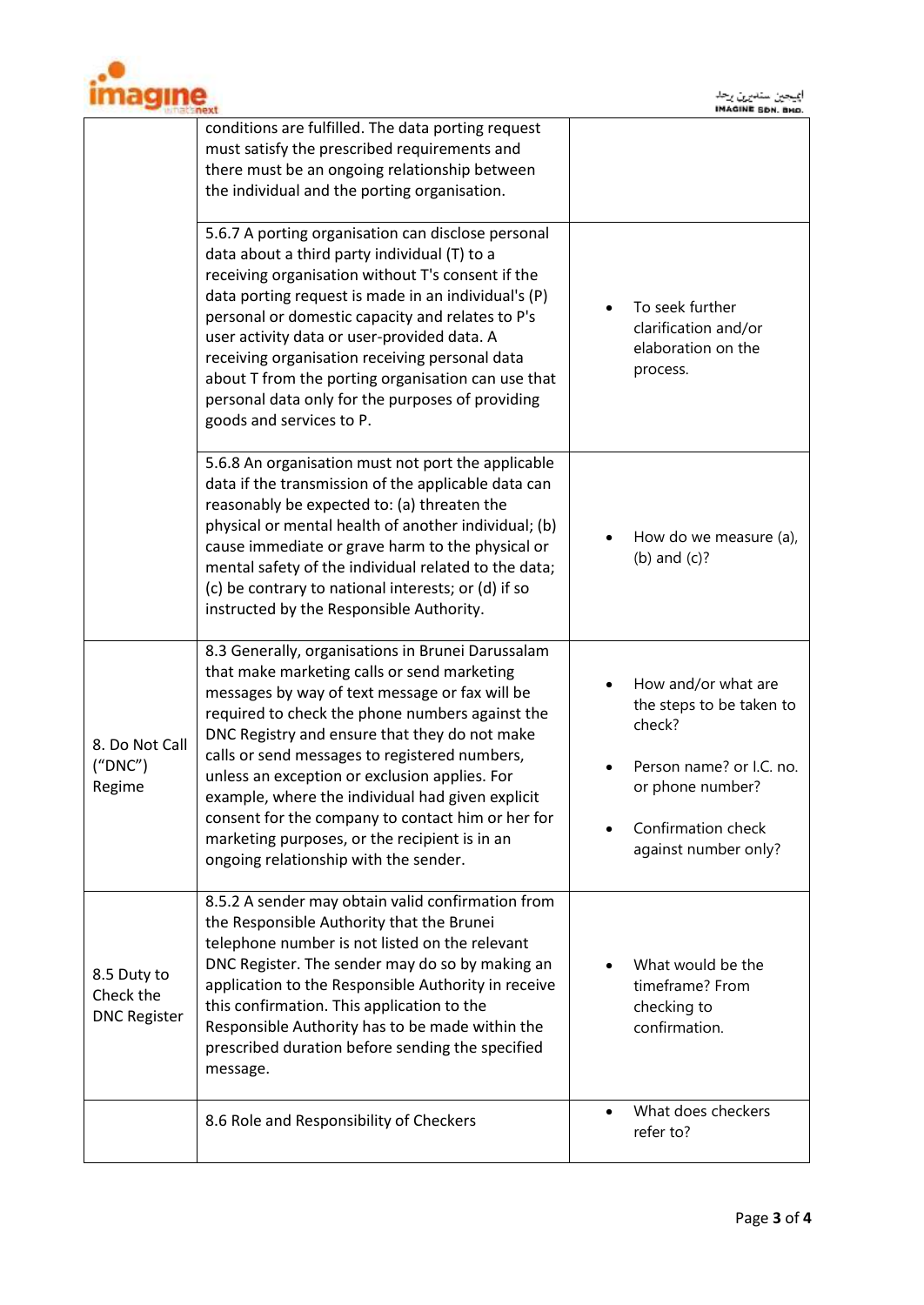| | | |
|---|---|---|
| | conditions are fulfilled. The data porting request must satisfy the prescribed requirements and there must be an ongoing relationship between the individual and the porting organisation. | |
| | 5.6.7 A porting organisation can disclose personal data about a third party individual (T) to a receiving organisation without T's consent if the data porting request is made in an individual's (P) personal or domestic capacity and relates to P's user activity data or user-provided data. A receiving organisation receiving personal data about T from the porting organisation can use that personal data only for the purposes of providing goods and services to P. | • To seek further clarification and/or elaboration on the process. |
| | 5.6.8 An organisation must not port the applicable data if the transmission of the applicable data can reasonably be expected to: (a) threaten the physical or mental health of another individual; (b) cause immediate or grave harm to the physical or mental safety of the individual related to the data; (c) be contrary to national interests; or (d) if so instructed by the Responsible Authority. | • How do we measure (a), (b) and (c)? |
| 8. Do Not Call ("DNC") Regime | 8.3 Generally, organisations in Brunei Darussalam that make marketing calls or send marketing messages by way of text message or fax will be required to check the phone numbers against the DNC Registry and ensure that they do not make calls or send messages to registered numbers, unless an exception or exclusion applies. For example, where the individual had given explicit consent for the company to contact him or her for marketing purposes, or the recipient is in an ongoing relationship with the sender. | • How and/or what are the steps to be taken to check? <br> • Person name? or I.C. no. or phone number? <br> • Confirmation check against number only? |
| 8.5 Duty to Check the DNC Register | 8.5.2 A sender may obtain valid confirmation from the Responsible Authority that the Brunei telephone number is not listed on the relevant DNC Register. The sender may do so by making an application to the Responsible Authority in receive this confirmation. This application to the Responsible Authority has to be made within the prescribed duration before sending the specified message. | • What would be the timeframe? From checking to confirmation. |
| | 8.6 Role and Responsibility of Checkers | • What does checkers refer to? |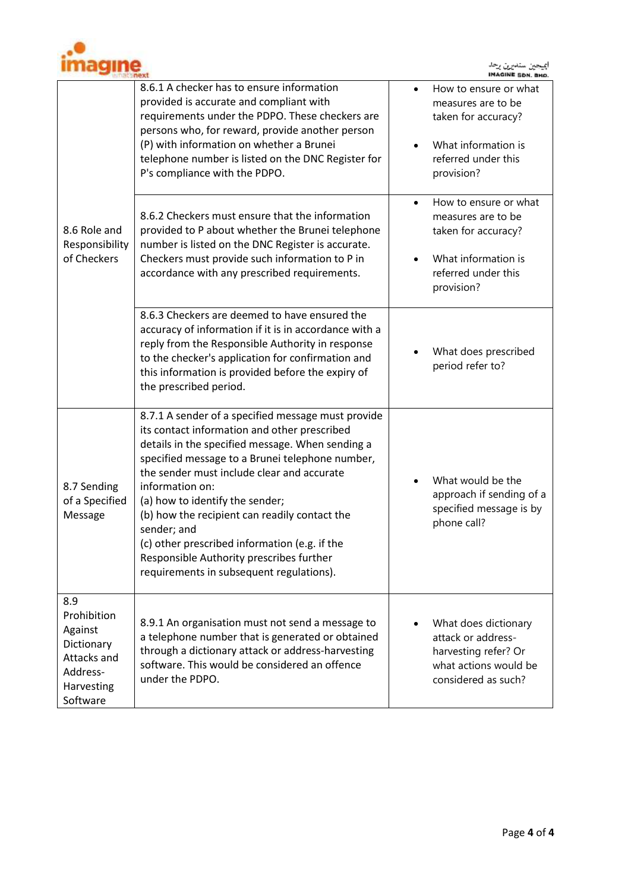| | | |
|---|---|---|
| 8.6 Role and Responsibility of Checkers | 8.6.1 A checker has to ensure information provided is accurate and compliant with requirements under the PDPO. These checkers are persons who, for reward, provide another person (P) with information on whether a Brunei telephone number is listed on the DNC Register for P's compliance with the PDPO. | • How to ensure or what measures are to be taken for accuracy?<br>• What information is referred under this provision? |
| | 8.6.2 Checkers must ensure that the information provided to P about whether the Brunei telephone number is listed on the DNC Register is accurate. Checkers must provide such information to P in accordance with any prescribed requirements. | • How to ensure or what measures are to be taken for accuracy?<br>• What information is referred under this provision? |
| | 8.6.3 Checkers are deemed to have ensured the accuracy of information if it is in accordance with a reply from the Responsible Authority in response to the checker's application for confirmation and this information is provided before the expiry of the prescribed period. | • What does prescribed period refer to? |
| 8.7 Sending of a Specified Message | 8.7.1 A sender of a specified message must provide its contact information and other prescribed details in the specified message. When sending a specified message to a Brunei telephone number, the sender must include clear and accurate information on:<br>(a) how to identify the sender;<br>(b) how the recipient can readily contact the sender; and<br>(c) other prescribed information (e.g. if the Responsible Authority prescribes further requirements in subsequent regulations). | • What would be the approach if sending of a specified message is by phone call? |
| 8.9 Prohibition Against Dictionary Attacks and Address-Harvesting Software | 8.9.1 An organisation must not send a message to a telephone number that is generated or obtained through a dictionary attack or address-harvesting software. This would be considered an offence under the PDPO. | • What does dictionary attack or address-harvesting refer? Or what actions would be considered as such? |